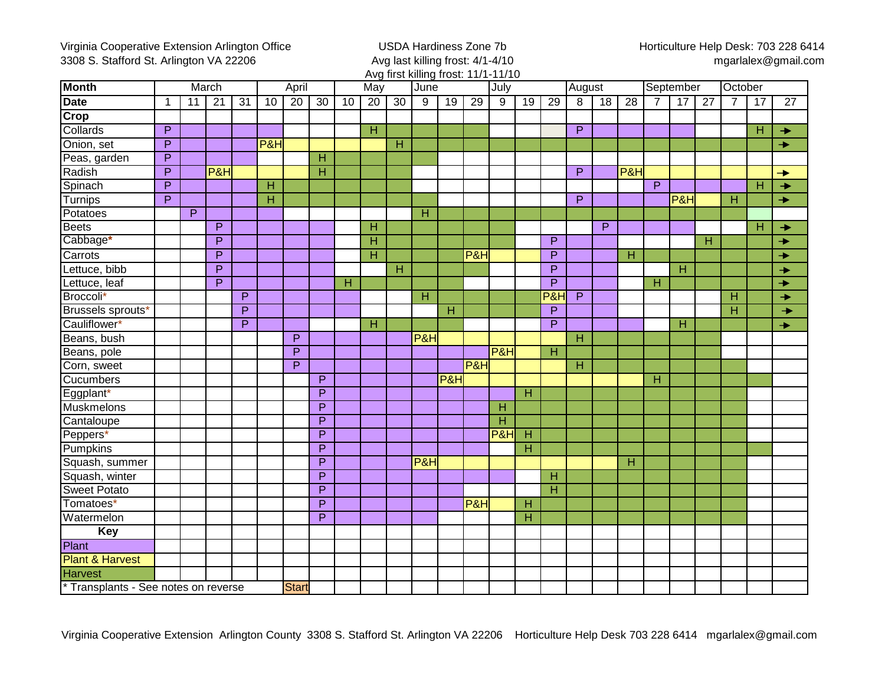Virginia Cooperative Extension Arlington Office
3308 S. Stafford St. Arlington VA 22206

USDA Hardiness Zone 7b
Avg last killing frost: 4/1-4/10
Avg first killing frost: 11/1-11/10

Horticulture Help Desk: 703 228 6414
mgarlalex@gmail.com

| Month | March | | | | April | | | May | | | June | | | July | | | August | | | September | | | October | | |
|---|---|---|---|---|---|---|---|---|---|---|---|---|---|---|---|---|---|---|---|---|---|---|---|---|---|
| Date | 1 | 11 | 21 | 31 | 10 | 20 | 30 | 10 | 20 | 30 | 9 | 19 | 29 | 9 | 19 | 29 | 8 | 18 | 28 | 7 | 17 | 27 | 7 | 17 | 27 |
| Crop | | | | | | | | | | | | | | | | | | | | | | | | | |
| Collards | P | | | | | | | | H | | | | | | | | P | | | | | | | H | → |
| Onion, set | P | | | | P&H | | | | | H | | | | | | | | | | | | | | | → |
| Peas, garden | P | | | | | | H | | | | | | | | | | | | | | | | | | |
| Radish | P | | P&H | | | | H | | | | | | | | | | P | | P&H | | | | | | → |
| Spinach | P | | | | H | | | | | | | | | | | | | | | P | | | | H | → |
| Turnips | P | | | | H | | | | | | | | | | | | P | | | | P&H | | H | | → |
| Potatoes | | P | | | | | | | | | H | | | | | | | | | | | | | | |
| Beets | | | P | | | | | | H | | | | | | | | | P | | | | | | H | → |
| Cabbage* | | | P | | | | | | H | | | | | | | P | | | | | | H | | | → |
| Carrots | | | P | | | | | | H | | | | P&H | | | P | | | H | | | | | | → |
| Lettuce, bibb | | | P | | | | | | | H | | | | | | P | | | | | H | | | | → |
| Lettuce, leaf | | | P | | | | | H | | | | | | | | P | | | | H | | | | | → |
| Broccoli* | | | | P | | | | | | | H | | | | | P&H | P | | | | | | H | | → |
| Brussels sprouts* | | | | P | | | | | | | | H | | | | P | | | | | | | H | | → |
| Cauliflower* | | | | P | | | | | H | | | | | | | P | | | | | H | | | | → |
| Beans, bush | | | | | | P | | | | | P&H | | | | | | H | | | | | | | | |
| Beans, pole | | | | | | P | | | | | | | | P&H | | H | | | | | | | | | |
| Corn, sweet | | | | | | P | | | | | | | P&H | | | | H | | | | | | | | |
| Cucumbers | | | | | | | P | | | | | P&H | | | | | | | | H | | | | | |
| Eggplant* | | | | | | | P | | | | | | | | H | | | | | | | | | | |
| Muskmelons | | | | | | | P | | | | | | | H | | | | | | | | | | | |
| Cantaloupe | | | | | | | P | | | | | | | H | | | | | | | | | | | |
| Peppers* | | | | | | | P | | | | | | | P&H | H | | | | | | | | | | |
| Pumpkins | | | | | | | P | | | | | | | | H | | | | | | | | | | |
| Squash, summer | | | | | | | P | | | | P&H | | | | | | | | H | | | | | | |
| Squash, winter | | | | | | | P | | | | | | | | | H | | | | | | | | | |
| Sweet Potato | | | | | | | P | | | | | | | | | H | | | | | | | | | |
| Tomatoes* | | | | | | | P | | | | | | P&H | | H | | | | | | | | | | |
| Watermelon | | | | | | | P | | | | | | | | H | | | | | | | | | | |

**Key**

- Plant
- Plant & Harvest
- Harvest

\* Transplants - See notes on reverse

Start

Virginia Cooperative Extension Arlington County 3308 S. Stafford St. Arlington VA 22206 Horticulture Help Desk 703 228 6414 mgarlalex@gmail.com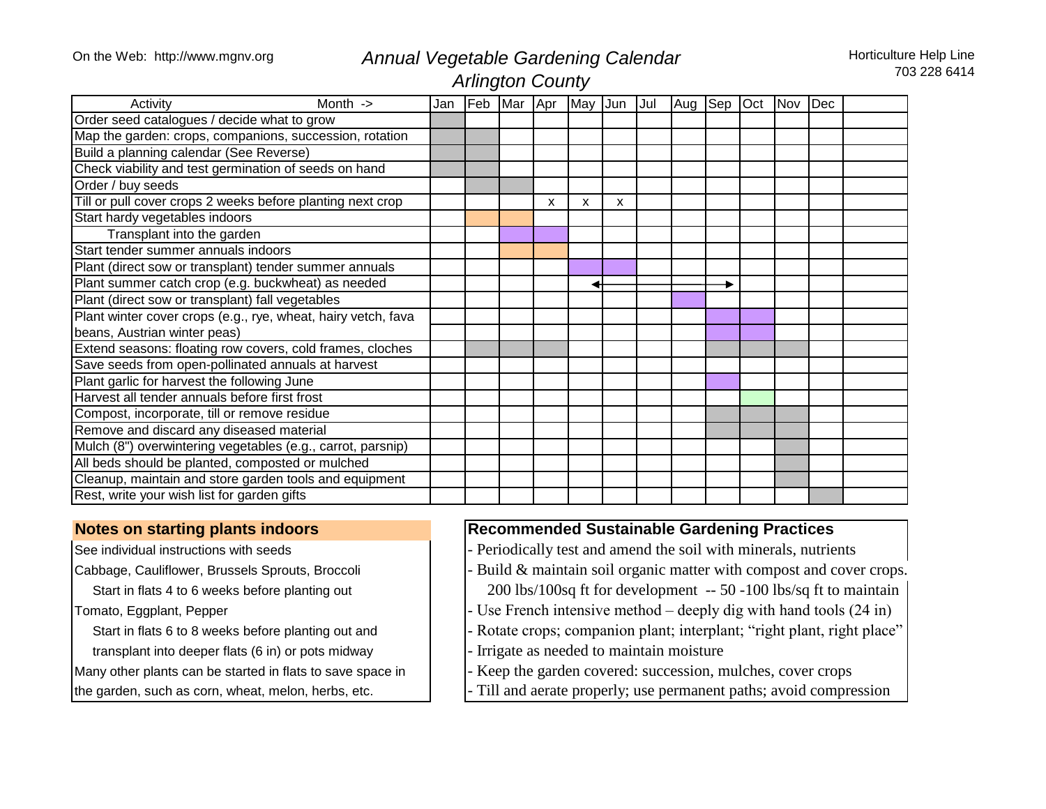On the Web: http://www.mgnv.org

# *Annual Vegetable Gardening Calendar*
## *Arlington County*

Horticulture Help Line
703 228 6414

| Activity Month -> | Jan | Feb | Mar | Apr | May | Jun | Jul | Aug | Sep | Oct | Nov | Dec | |
|---|---|---|---|---|---|---|---|---|---|---|---|---|---|
| Order seed catalogues / decide what to grow | | | | | | | | | | | | | |
| Map the garden: crops, companions, succession, rotation | | | | | | | | | | | | | |
| Build a planning calendar (See Reverse) | | | | | | | | | | | | | |
| Check viability and test germination of seeds on hand | | | | | | | | | | | | | |
| Order / buy seeds | | | | | | | | | | | | | |
| Till or pull cover crops 2 weeks before planting next crop | | | | x | x | x | | | | | | | |
| Start hardy vegetables indoors | | | | | | | | | | | | | |
| Transplant into the garden | | | | | | | | | | | | | |
| Start tender summer annuals indoors | | | | | | | | | | | | | |
| Plant (direct sow or transplant) tender summer annuals | | | | | | | | | | | | | |
| Plant summer catch crop (e.g. buckwheat) as needed | | | | | ← | | | | → | | | | |
| Plant (direct sow or transplant) fall vegetables | | | | | | | | | | | | | |
| Plant winter cover crops (e.g., rye, wheat, hairy vetch, fava beans, Austrian winter peas) | | | | | | | | | | | | | |
| Extend seasons: floating row covers, cold frames, cloches | | | | | | | | | | | | | |
| Save seeds from open-pollinated annuals at harvest | | | | | | | | | | | | | |
| Plant garlic for harvest the following June | | | | | | | | | | | | | |
| Harvest all tender annuals before first frost | | | | | | | | | | | | | |
| Compost, incorporate, till or remove residue | | | | | | | | | | | | | |
| Remove and discard any diseased material | | | | | | | | | | | | | |
| Mulch (8") overwintering vegetables (e.g., carrot, parsnip) | | | | | | | | | | | | | |
| All beds should be planted, composted or mulched | | | | | | | | | | | | | |
| Cleanup, maintain and store garden tools and equipment | | | | | | | | | | | | | |
| Rest, write your wish list for garden gifts | | | | | | | | | | | | | |

### Notes on starting plants indoors

See individual instructions with seeds

Cabbage, Cauliflower, Brussels Sprouts, Broccoli
  Start in flats 4 to 6 weeks before planting out

Tomato, Eggplant, Pepper
  Start in flats 6 to 8 weeks before planting out and transplant into deeper flats (6 in) or pots midway

Many other plants can be started in flats to save space in the garden, such as corn, wheat, melon, herbs, etc.

### Recommended Sustainable Gardening Practices

- Periodically test and amend the soil with minerals, nutrients
- Build & maintain soil organic matter with compost and cover crops.
  200 lbs/100sq ft for development -- 50 -100 lbs/sq ft to maintain
- Use French intensive method – deeply dig with hand tools (24 in)
- Rotate crops; companion plant; interplant; "right plant, right place"
- Irrigate as needed to maintain moisture
- Keep the garden covered: succession, mulches, cover crops
- Till and aerate properly; use permanent paths; avoid compression